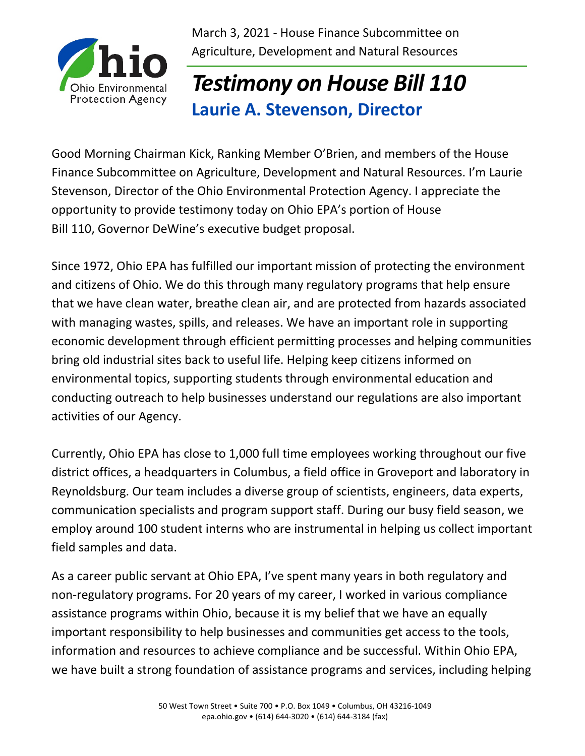March 3, 2021 - House Finance Subcommittee on Agriculture, Development and Natural Resources

# *Testimony on House Bill 110*

## Laurie A. Stevenson, Director

Good Morning Chairman Kick, Ranking Member O'Brien, and members of the House Finance Subcommittee on Agriculture, Development and Natural Resources. I'm Laurie Stevenson, Director of the Ohio Environmental Protection Agency. I appreciate the opportunity to provide testimony today on Ohio EPA's portion of House Bill 110, Governor DeWine's executive budget proposal.

Since 1972, Ohio EPA has fulfilled our important mission of protecting the environment and citizens of Ohio. We do this through many regulatory programs that help ensure that we have clean water, breathe clean air, and are protected from hazards associated with managing wastes, spills, and releases. We have an important role in supporting economic development through efficient permitting processes and helping communities bring old industrial sites back to useful life. Helping keep citizens informed on environmental topics, supporting students through environmental education and conducting outreach to help businesses understand our regulations are also important activities of our Agency.

Currently, Ohio EPA has close to 1,000 full time employees working throughout our five district offices, a headquarters in Columbus, a field office in Groveport and laboratory in Reynoldsburg. Our team includes a diverse group of scientists, engineers, data experts, communication specialists and program support staff. During our busy field season, we employ around 100 student interns who are instrumental in helping us collect important field samples and data.

As a career public servant at Ohio EPA, I've spent many years in both regulatory and non-regulatory programs. For 20 years of my career, I worked in various compliance assistance programs within Ohio, because it is my belief that we have an equally important responsibility to help businesses and communities get access to the tools, information and resources to achieve compliance and be successful. Within Ohio EPA, we have built a strong foundation of assistance programs and services, including helping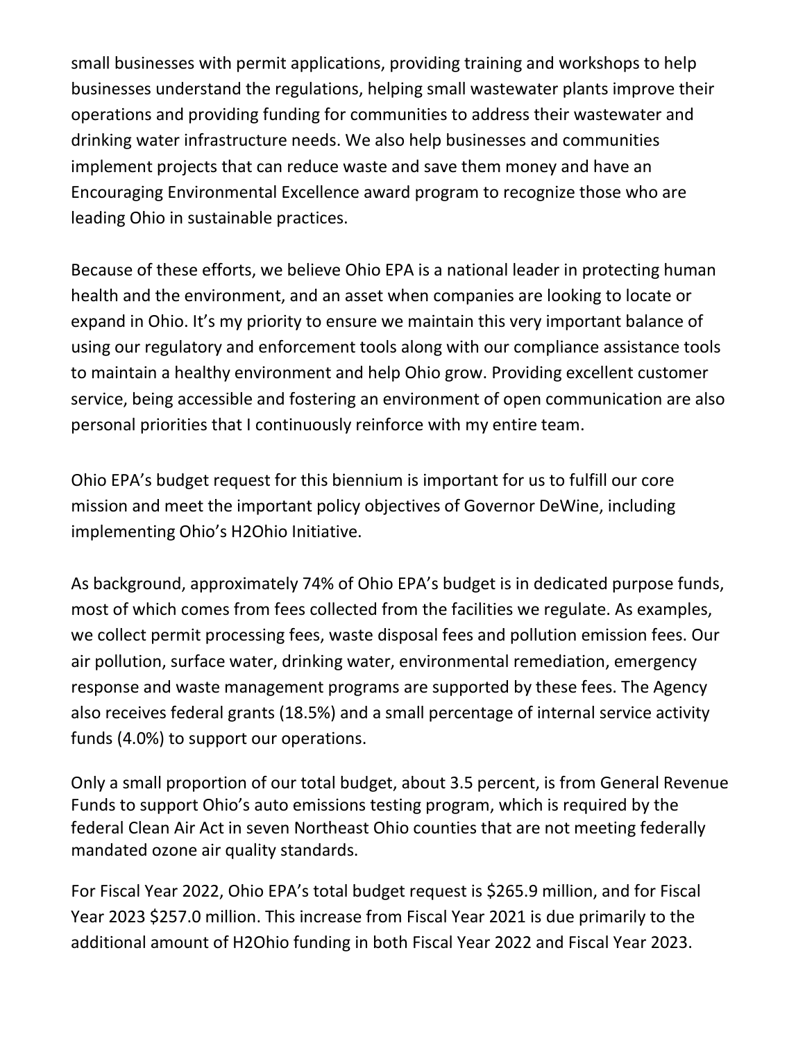small businesses with permit applications, providing training and workshops to help businesses understand the regulations, helping small wastewater plants improve their operations and providing funding for communities to address their wastewater and drinking water infrastructure needs. We also help businesses and communities implement projects that can reduce waste and save them money and have an Encouraging Environmental Excellence award program to recognize those who are leading Ohio in sustainable practices.

Because of these efforts, we believe Ohio EPA is a national leader in protecting human health and the environment, and an asset when companies are looking to locate or expand in Ohio. It's my priority to ensure we maintain this very important balance of using our regulatory and enforcement tools along with our compliance assistance tools to maintain a healthy environment and help Ohio grow. Providing excellent customer service, being accessible and fostering an environment of open communication are also personal priorities that I continuously reinforce with my entire team.

Ohio EPA's budget request for this biennium is important for us to fulfill our core mission and meet the important policy objectives of Governor DeWine, including implementing Ohio's H2Ohio Initiative.

As background, approximately 74% of Ohio EPA's budget is in dedicated purpose funds, most of which comes from fees collected from the facilities we regulate. As examples, we collect permit processing fees, waste disposal fees and pollution emission fees. Our air pollution, surface water, drinking water, environmental remediation, emergency response and waste management programs are supported by these fees. The Agency also receives federal grants (18.5%) and a small percentage of internal service activity funds (4.0%) to support our operations.

Only a small proportion of our total budget, about 3.5 percent, is from General Revenue Funds to support Ohio's auto emissions testing program, which is required by the federal Clean Air Act in seven Northeast Ohio counties that are not meeting federally mandated ozone air quality standards.

For Fiscal Year 2022, Ohio EPA's total budget request is $265.9 million, and for Fiscal Year 2023 $257.0 million. This increase from Fiscal Year 2021 is due primarily to the additional amount of H2Ohio funding in both Fiscal Year 2022 and Fiscal Year 2023.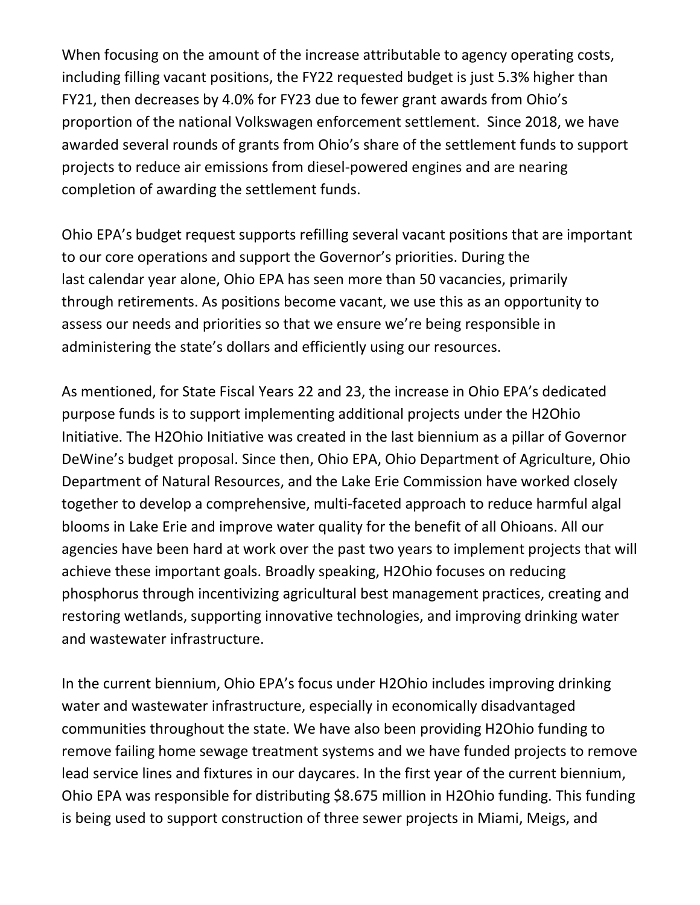When focusing on the amount of the increase attributable to agency operating costs, including filling vacant positions, the FY22 requested budget is just 5.3% higher than FY21, then decreases by 4.0% for FY23 due to fewer grant awards from Ohio's proportion of the national Volkswagen enforcement settlement. Since 2018, we have awarded several rounds of grants from Ohio's share of the settlement funds to support projects to reduce air emissions from diesel-powered engines and are nearing completion of awarding the settlement funds.

Ohio EPA's budget request supports refilling several vacant positions that are important to our core operations and support the Governor's priorities. During the last calendar year alone, Ohio EPA has seen more than 50 vacancies, primarily through retirements. As positions become vacant, we use this as an opportunity to assess our needs and priorities so that we ensure we're being responsible in administering the state's dollars and efficiently using our resources.

As mentioned, for State Fiscal Years 22 and 23, the increase in Ohio EPA's dedicated purpose funds is to support implementing additional projects under the H2Ohio Initiative. The H2Ohio Initiative was created in the last biennium as a pillar of Governor DeWine's budget proposal. Since then, Ohio EPA, Ohio Department of Agriculture, Ohio Department of Natural Resources, and the Lake Erie Commission have worked closely together to develop a comprehensive, multi-faceted approach to reduce harmful algal blooms in Lake Erie and improve water quality for the benefit of all Ohioans. All our agencies have been hard at work over the past two years to implement projects that will achieve these important goals. Broadly speaking, H2Ohio focuses on reducing phosphorus through incentivizing agricultural best management practices, creating and restoring wetlands, supporting innovative technologies, and improving drinking water and wastewater infrastructure.

In the current biennium, Ohio EPA's focus under H2Ohio includes improving drinking water and wastewater infrastructure, especially in economically disadvantaged communities throughout the state. We have also been providing H2Ohio funding to remove failing home sewage treatment systems and we have funded projects to remove lead service lines and fixtures in our daycares. In the first year of the current biennium, Ohio EPA was responsible for distributing $8.675 million in H2Ohio funding. This funding is being used to support construction of three sewer projects in Miami, Meigs, and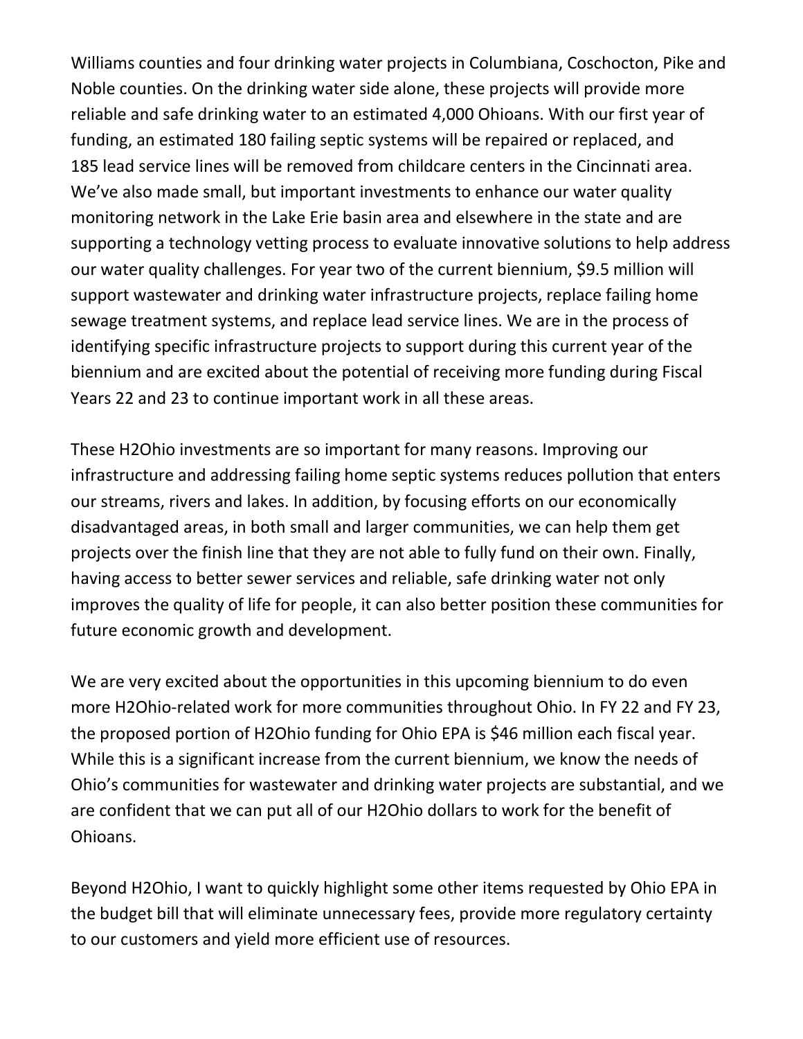Williams counties and four drinking water projects in Columbiana, Coschocton, Pike and Noble counties. On the drinking water side alone, these projects will provide more reliable and safe drinking water to an estimated 4,000 Ohioans. With our first year of funding, an estimated 180 failing septic systems will be repaired or replaced, and 185 lead service lines will be removed from childcare centers in the Cincinnati area. We've also made small, but important investments to enhance our water quality monitoring network in the Lake Erie basin area and elsewhere in the state and are supporting a technology vetting process to evaluate innovative solutions to help address our water quality challenges. For year two of the current biennium, $9.5 million will support wastewater and drinking water infrastructure projects, replace failing home sewage treatment systems, and replace lead service lines. We are in the process of identifying specific infrastructure projects to support during this current year of the biennium and are excited about the potential of receiving more funding during Fiscal Years 22 and 23 to continue important work in all these areas.

These H2Ohio investments are so important for many reasons. Improving our infrastructure and addressing failing home septic systems reduces pollution that enters our streams, rivers and lakes. In addition, by focusing efforts on our economically disadvantaged areas, in both small and larger communities, we can help them get projects over the finish line that they are not able to fully fund on their own. Finally, having access to better sewer services and reliable, safe drinking water not only improves the quality of life for people, it can also better position these communities for future economic growth and development.

We are very excited about the opportunities in this upcoming biennium to do even more H2Ohio-related work for more communities throughout Ohio. In FY 22 and FY 23, the proposed portion of H2Ohio funding for Ohio EPA is $46 million each fiscal year. While this is a significant increase from the current biennium, we know the needs of Ohio's communities for wastewater and drinking water projects are substantial, and we are confident that we can put all of our H2Ohio dollars to work for the benefit of Ohioans.

Beyond H2Ohio, I want to quickly highlight some other items requested by Ohio EPA in the budget bill that will eliminate unnecessary fees, provide more regulatory certainty to our customers and yield more efficient use of resources.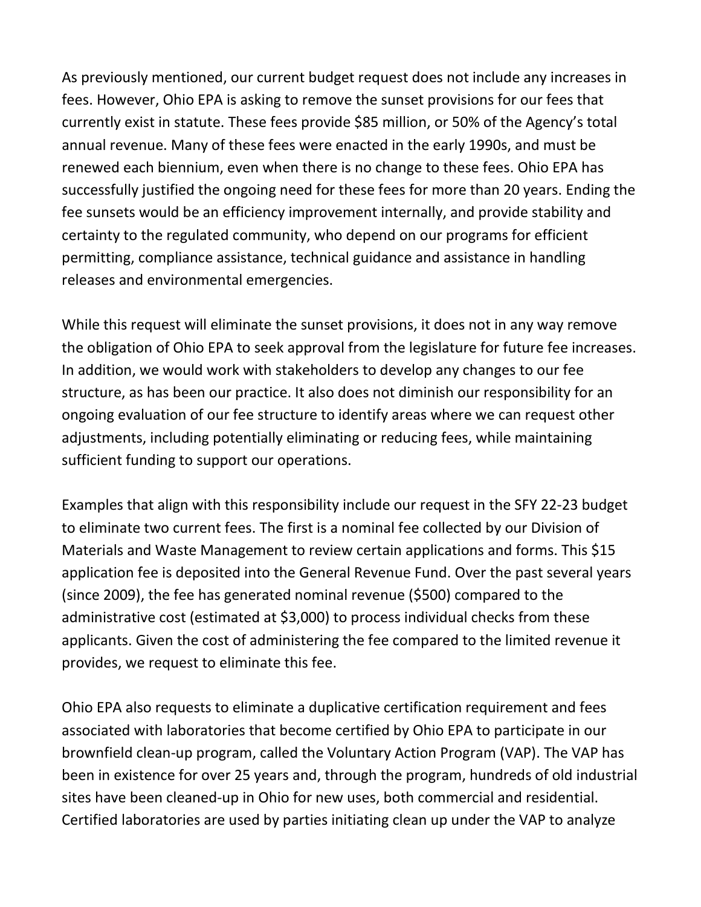As previously mentioned, our current budget request does not include any increases in fees. However, Ohio EPA is asking to remove the sunset provisions for our fees that currently exist in statute. These fees provide $85 million, or 50% of the Agency's total annual revenue. Many of these fees were enacted in the early 1990s, and must be renewed each biennium, even when there is no change to these fees. Ohio EPA has successfully justified the ongoing need for these fees for more than 20 years. Ending the fee sunsets would be an efficiency improvement internally, and provide stability and certainty to the regulated community, who depend on our programs for efficient permitting, compliance assistance, technical guidance and assistance in handling releases and environmental emergencies.

While this request will eliminate the sunset provisions, it does not in any way remove the obligation of Ohio EPA to seek approval from the legislature for future fee increases. In addition, we would work with stakeholders to develop any changes to our fee structure, as has been our practice. It also does not diminish our responsibility for an ongoing evaluation of our fee structure to identify areas where we can request other adjustments, including potentially eliminating or reducing fees, while maintaining sufficient funding to support our operations.

Examples that align with this responsibility include our request in the SFY 22-23 budget to eliminate two current fees. The first is a nominal fee collected by our Division of Materials and Waste Management to review certain applications and forms. This $15 application fee is deposited into the General Revenue Fund. Over the past several years (since 2009), the fee has generated nominal revenue ($500) compared to the administrative cost (estimated at $3,000) to process individual checks from these applicants. Given the cost of administering the fee compared to the limited revenue it provides, we request to eliminate this fee.

Ohio EPA also requests to eliminate a duplicative certification requirement and fees associated with laboratories that become certified by Ohio EPA to participate in our brownfield clean-up program, called the Voluntary Action Program (VAP). The VAP has been in existence for over 25 years and, through the program, hundreds of old industrial sites have been cleaned-up in Ohio for new uses, both commercial and residential. Certified laboratories are used by parties initiating clean up under the VAP to analyze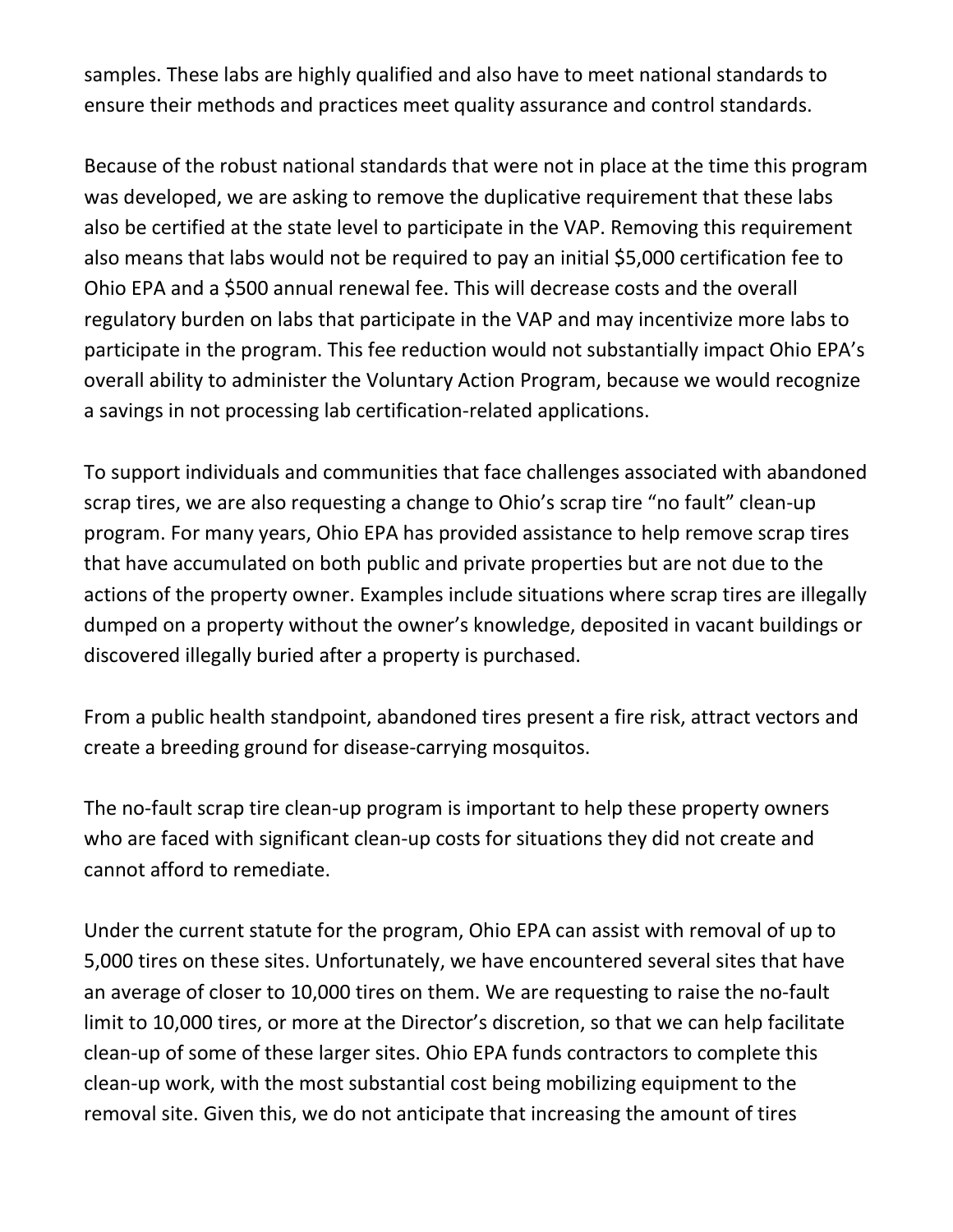samples. These labs are highly qualified and also have to meet national standards to ensure their methods and practices meet quality assurance and control standards.

Because of the robust national standards that were not in place at the time this program was developed, we are asking to remove the duplicative requirement that these labs also be certified at the state level to participate in the VAP. Removing this requirement also means that labs would not be required to pay an initial $5,000 certification fee to Ohio EPA and a $500 annual renewal fee. This will decrease costs and the overall regulatory burden on labs that participate in the VAP and may incentivize more labs to participate in the program. This fee reduction would not substantially impact Ohio EPA's overall ability to administer the Voluntary Action Program, because we would recognize a savings in not processing lab certification-related applications.

To support individuals and communities that face challenges associated with abandoned scrap tires, we are also requesting a change to Ohio's scrap tire "no fault" clean-up program. For many years, Ohio EPA has provided assistance to help remove scrap tires that have accumulated on both public and private properties but are not due to the actions of the property owner. Examples include situations where scrap tires are illegally dumped on a property without the owner's knowledge, deposited in vacant buildings or discovered illegally buried after a property is purchased.

From a public health standpoint, abandoned tires present a fire risk, attract vectors and create a breeding ground for disease-carrying mosquitos.

The no-fault scrap tire clean-up program is important to help these property owners who are faced with significant clean-up costs for situations they did not create and cannot afford to remediate.

Under the current statute for the program, Ohio EPA can assist with removal of up to 5,000 tires on these sites. Unfortunately, we have encountered several sites that have an average of closer to 10,000 tires on them. We are requesting to raise the no-fault limit to 10,000 tires, or more at the Director's discretion, so that we can help facilitate clean-up of some of these larger sites. Ohio EPA funds contractors to complete this clean-up work, with the most substantial cost being mobilizing equipment to the removal site. Given this, we do not anticipate that increasing the amount of tires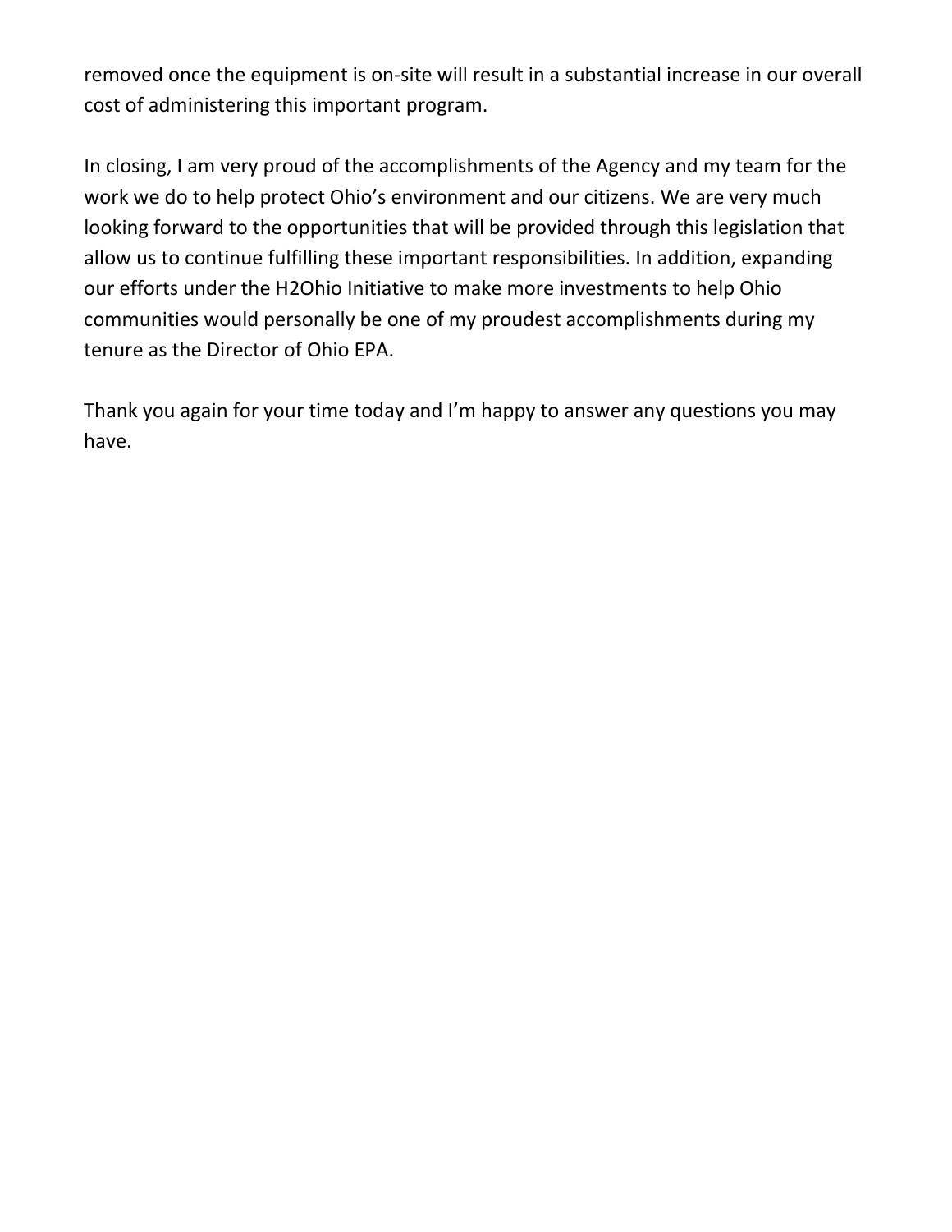removed once the equipment is on-site will result in a substantial increase in our overall cost of administering this important program.

In closing, I am very proud of the accomplishments of the Agency and my team for the work we do to help protect Ohio's environment and our citizens. We are very much looking forward to the opportunities that will be provided through this legislation that allow us to continue fulfilling these important responsibilities. In addition, expanding our efforts under the H2Ohio Initiative to make more investments to help Ohio communities would personally be one of my proudest accomplishments during my tenure as the Director of Ohio EPA.

Thank you again for your time today and I'm happy to answer any questions you may have.